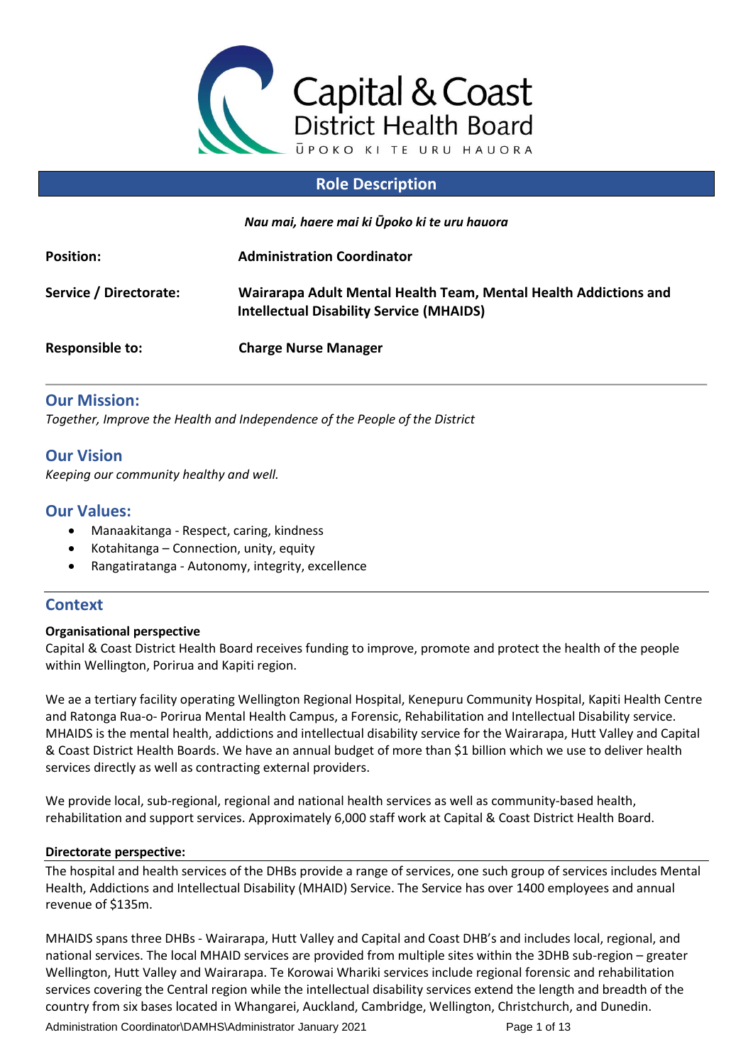Capital & Coast District Health Board

ŪPOKO KI TE URU HAUORA

## Role Description

*Nau mai, haere mai ki Ūpoko ki te uru hauora*

| | |
|---|---|
| **Position:** | **Administration Coordinator** |
| **Service / Directorate:** | **Wairarapa Adult Mental Health Team, Mental Health Addictions and Intellectual Disability Service (MHAIDS)** |
| **Responsible to:** | **Charge Nurse Manager** |

## Our Mission:

*Together, Improve the Health and Independence of the People of the District*

## Our Vision

*Keeping our community healthy and well.*

## Our Values:

- Manaakitanga - Respect, caring, kindness
- Kotahitanga – Connection, unity, equity
- Rangatiratanga - Autonomy, integrity, excellence

## Context

**Organisational perspective**

Capital & Coast District Health Board receives funding to improve, promote and protect the health of the people within Wellington, Porirua and Kapiti region.

We ae a tertiary facility operating Wellington Regional Hospital, Kenepuru Community Hospital, Kapiti Health Centre and Ratonga Rua-o- Porirua Mental Health Campus, a Forensic, Rehabilitation and Intellectual Disability service. MHAIDS is the mental health, addictions and intellectual disability service for the Wairarapa, Hutt Valley and Capital & Coast District Health Boards. We have an annual budget of more than $1 billion which we use to deliver health services directly as well as contracting external providers.

We provide local, sub-regional, regional and national health services as well as community-based health, rehabilitation and support services. Approximately 6,000 staff work at Capital & Coast District Health Board.

**Directorate perspective:**

The hospital and health services of the DHBs provide a range of services, one such group of services includes Mental Health, Addictions and Intellectual Disability (MHAID) Service. The Service has over 1400 employees and annual revenue of $135m.

MHAIDS spans three DHBs - Wairarapa, Hutt Valley and Capital and Coast DHB's and includes local, regional, and national services. The local MHAID services are provided from multiple sites within the 3DHB sub-region – greater Wellington, Hutt Valley and Wairarapa. Te Korowai Whariki services include regional forensic and rehabilitation services covering the Central region while the intellectual disability services extend the length and breadth of the country from six bases located in Whangarei, Auckland, Cambridge, Wellington, Christchurch, and Dunedin.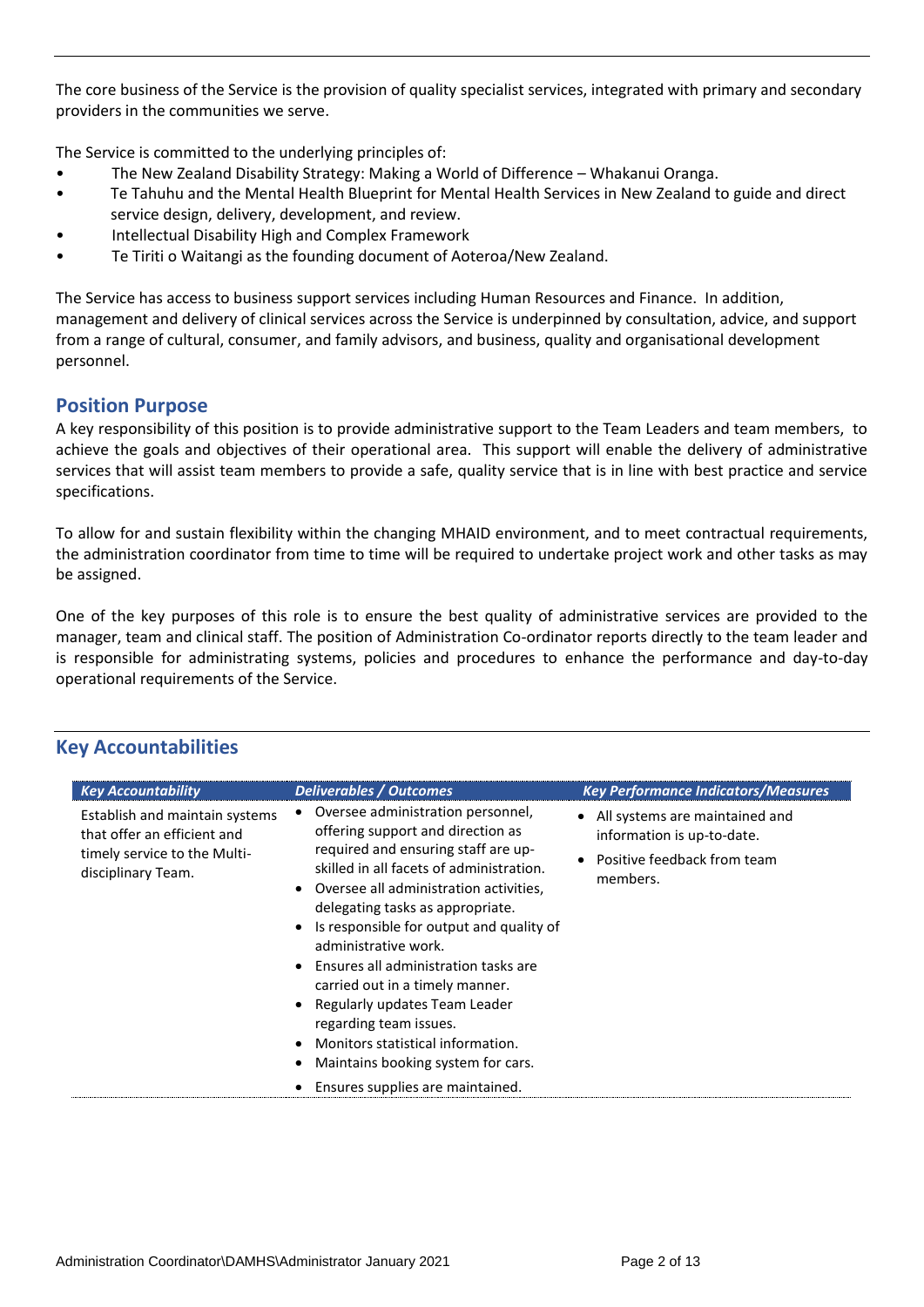The core business of the Service is the provision of quality specialist services, integrated with primary and secondary providers in the communities we serve.

The Service is committed to the underlying principles of:

- The New Zealand Disability Strategy: Making a World of Difference – Whakanui Oranga.
- Te Tahuhu and the Mental Health Blueprint for Mental Health Services in New Zealand to guide and direct service design, delivery, development, and review.
- Intellectual Disability High and Complex Framework
- Te Tiriti o Waitangi as the founding document of Aoteroa/New Zealand.

The Service has access to business support services including Human Resources and Finance. In addition, management and delivery of clinical services across the Service is underpinned by consultation, advice, and support from a range of cultural, consumer, and family advisors, and business, quality and organisational development personnel.

## Position Purpose

A key responsibility of this position is to provide administrative support to the Team Leaders and team members, to achieve the goals and objectives of their operational area. This support will enable the delivery of administrative services that will assist team members to provide a safe, quality service that is in line with best practice and service specifications.

To allow for and sustain flexibility within the changing MHAID environment, and to meet contractual requirements, the administration coordinator from time to time will be required to undertake project work and other tasks as may be assigned.

One of the key purposes of this role is to ensure the best quality of administrative services are provided to the manager, team and clinical staff. The position of Administration Co-ordinator reports directly to the team leader and is responsible for administrating systems, policies and procedures to enhance the performance and day-to-day operational requirements of the Service.

## Key Accountabilities

| *Key Accountability* | *Deliverables / Outcomes* | *Key Performance Indicators/Measures* |
|---|---|---|
| Establish and maintain systems that offer an efficient and timely service to the Multi-disciplinary Team. | • Oversee administration personnel, offering support and direction as required and ensuring staff are up-skilled in all facets of administration.<br>• Oversee all administration activities, delegating tasks as appropriate.<br>• Is responsible for output and quality of administrative work.<br>• Ensures all administration tasks are carried out in a timely manner.<br>• Regularly updates Team Leader regarding team issues.<br>• Monitors statistical information.<br>• Maintains booking system for cars.<br>• Ensures supplies are maintained. | • All systems are maintained and information is up-to-date.<br>• Positive feedback from team members. |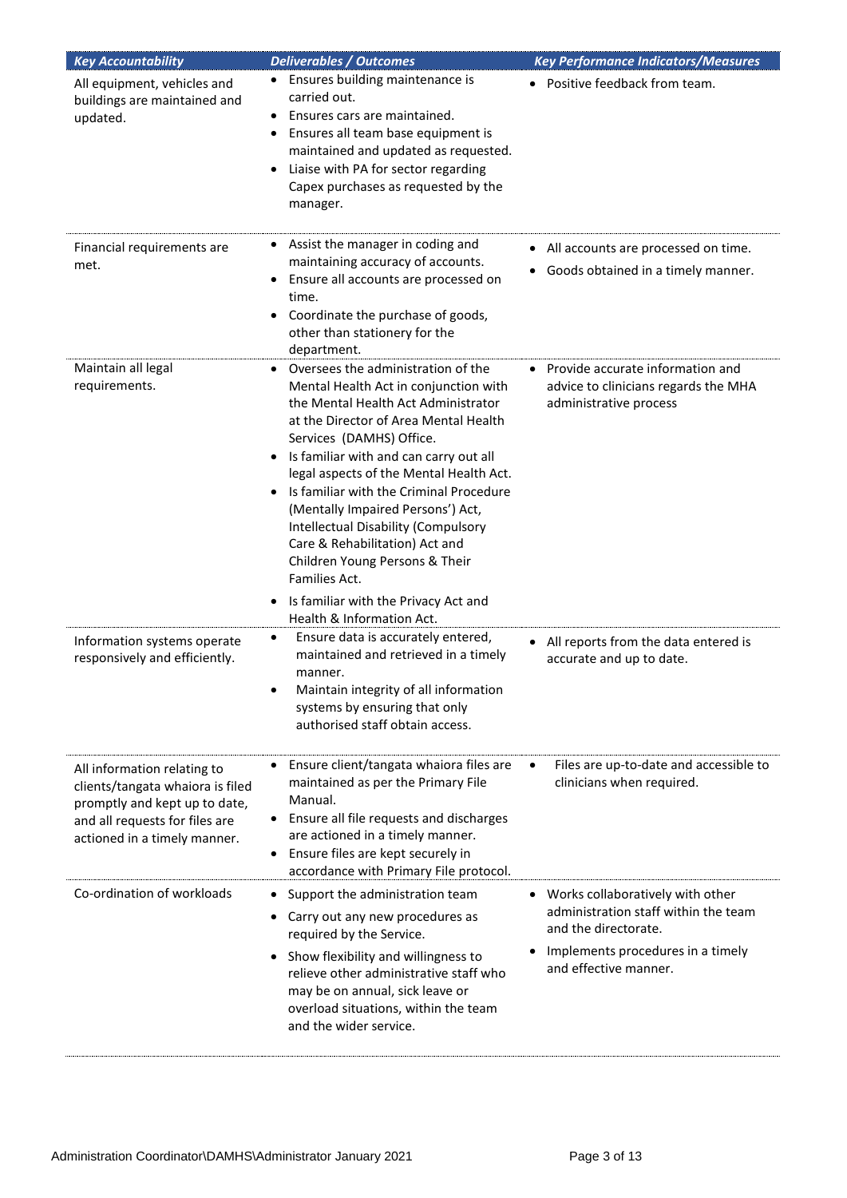| ***Key Accountability*** | ***Deliverables / Outcomes*** | ***Key Performance Indicators/Measures*** |
|---|---|---|
| All equipment, vehicles and buildings are maintained and updated. | • Ensures building maintenance is carried out.<br>• Ensures cars are maintained.<br>• Ensures all team base equipment is maintained and updated as requested.<br>• Liaise with PA for sector regarding Capex purchases as requested by the manager. | • Positive feedback from team. |
| Financial requirements are met. | • Assist the manager in coding and maintaining accuracy of accounts.<br>• Ensure all accounts are processed on time.<br>• Coordinate the purchase of goods, other than stationery for the department. | • All accounts are processed on time.<br>• Goods obtained in a timely manner. |
| Maintain all legal requirements. | • Oversees the administration of the Mental Health Act in conjunction with the Mental Health Act Administrator at the Director of Area Mental Health Services (DAMHS) Office.<br>• Is familiar with and can carry out all legal aspects of the Mental Health Act.<br>• Is familiar with the Criminal Procedure (Mentally Impaired Persons') Act, Intellectual Disability (Compulsory Care & Rehabilitation) Act and Children Young Persons & Their Families Act.<br>• Is familiar with the Privacy Act and Health & Information Act. | • Provide accurate information and advice to clinicians regards the MHA administrative process |
| Information systems operate responsively and efficiently. | • Ensure data is accurately entered, maintained and retrieved in a timely manner.<br>• Maintain integrity of all information systems by ensuring that only authorised staff obtain access. | • All reports from the data entered is accurate and up to date. |
| All information relating to clients/tangata whaiora is filed promptly and kept up to date, and all requests for files are actioned in a timely manner. | • Ensure client/tangata whaiora files are maintained as per the Primary File Manual.<br>• Ensure all file requests and discharges are actioned in a timely manner.<br>• Ensure files are kept securely in accordance with Primary File protocol. | • Files are up-to-date and accessible to clinicians when required. |
| Co-ordination of workloads | • Support the administration team<br>• Carry out any new procedures as required by the Service.<br>• Show flexibility and willingness to relieve other administrative staff who may be on annual, sick leave or overload situations, within the team and the wider service. | • Works collaboratively with other administration staff within the team and the directorate.<br>• Implements procedures in a timely and effective manner. |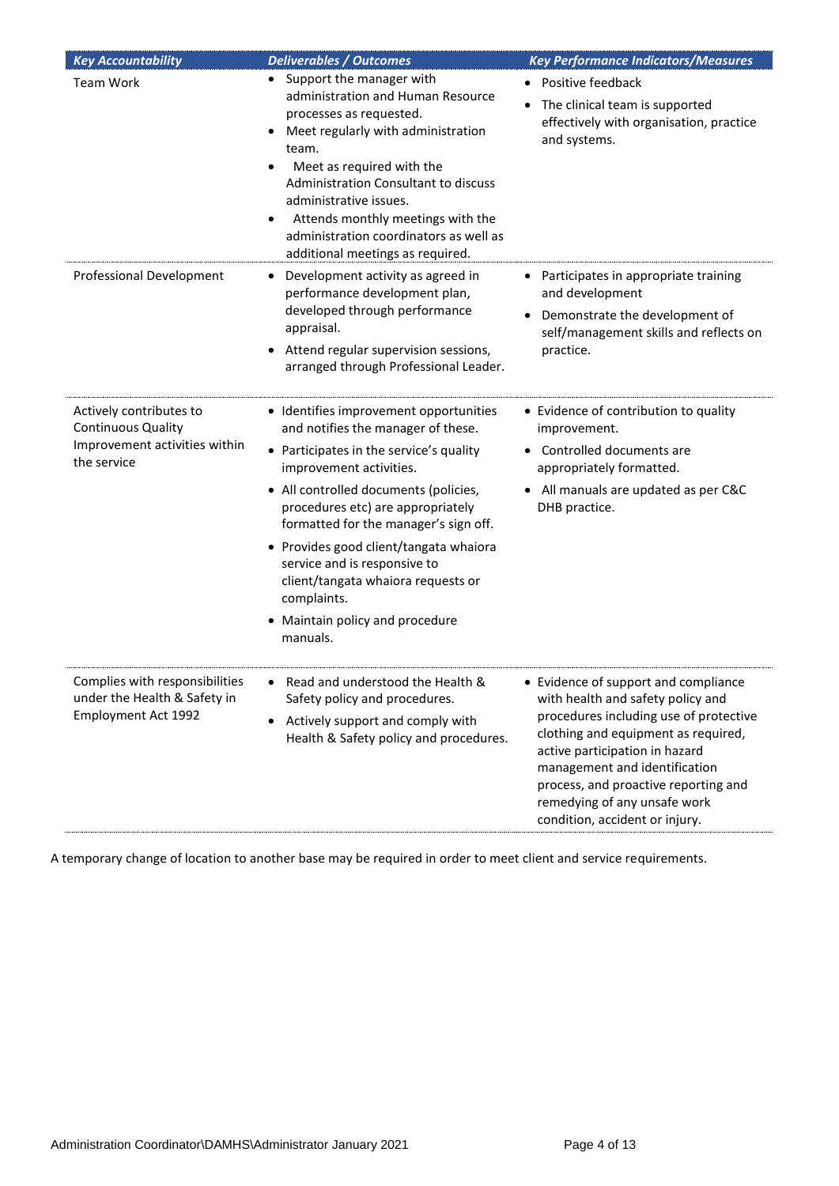| *Key Accountability* | *Deliverables / Outcomes* | *Key Performance Indicators/Measures* |
|---|---|---|
| Team Work | • Support the manager with administration and Human Resource processes as requested.<br>• Meet regularly with administration team.<br>• Meet as required with the Administration Consultant to discuss administrative issues.<br>• Attends monthly meetings with the administration coordinators as well as additional meetings as required. | • Positive feedback<br>• The clinical team is supported effectively with organisation, practice and systems. |
| Professional Development | • Development activity as agreed in performance development plan, developed through performance appraisal.<br>• Attend regular supervision sessions, arranged through Professional Leader. | • Participates in appropriate training and development<br>• Demonstrate the development of self/management skills and reflects on practice. |
| Actively contributes to Continuous Quality Improvement activities within the service | • Identifies improvement opportunities and notifies the manager of these.<br>• Participates in the service's quality improvement activities.<br>• All controlled documents (policies, procedures etc) are appropriately formatted for the manager's sign off.<br>• Provides good client/tangata whaiora service and is responsive to client/tangata whaiora requests or complaints.<br>• Maintain policy and procedure manuals. | • Evidence of contribution to quality improvement.<br>• Controlled documents are appropriately formatted.<br>• All manuals are updated as per C&C DHB practice. |
| Complies with responsibilities under the Health & Safety in Employment Act 1992 | • Read and understood the Health & Safety policy and procedures.<br>• Actively support and comply with Health & Safety policy and procedures. | • Evidence of support and compliance with health and safety policy and procedures including use of protective clothing and equipment as required, active participation in hazard management and identification process, and proactive reporting and remedying of any unsafe work condition, accident or injury. |

A temporary change of location to another base may be required in order to meet client and service requirements.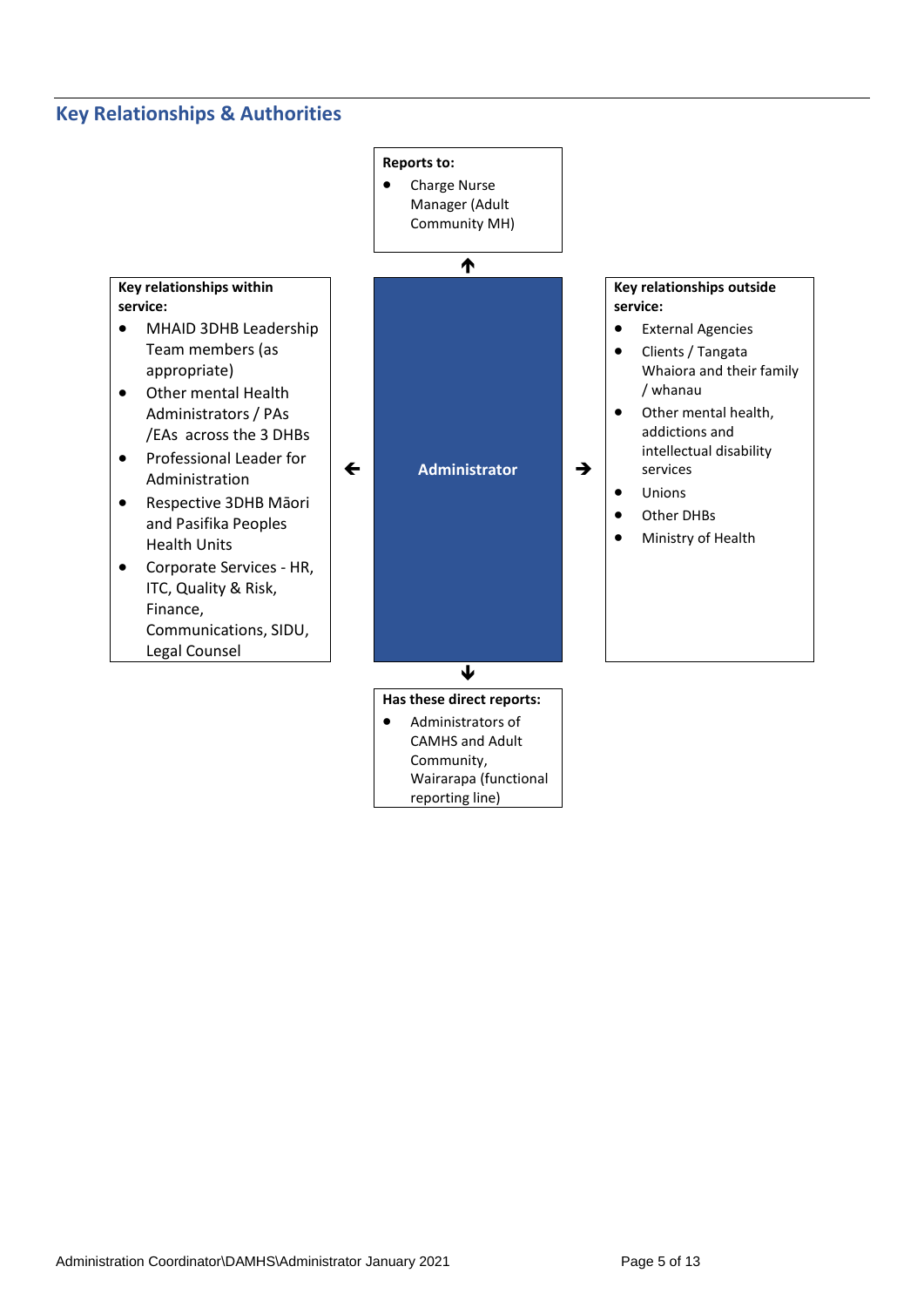## Key Relationships & Authorities

**Reports to:**

- Charge Nurse Manager (Adult Community MH)

**Administrator**

**Key relationships within service:**

- MHAID 3DHB Leadership Team members (as appropriate)
- Other mental Health Administrators / PAs /EAs across the 3 DHBs
- Professional Leader for Administration
- Respective 3DHB Māori and Pasifika Peoples Health Units
- Corporate Services - HR, ITC, Quality & Risk, Finance, Communications, SIDU, Legal Counsel

**Key relationships outside service:**

- External Agencies
- Clients / Tangata Whaiora and their family / whanau
- Other mental health, addictions and intellectual disability services
- Unions
- Other DHBs
- Ministry of Health

**Has these direct reports:**

- Administrators of CAMHS and Adult Community, Wairarapa (functional reporting line)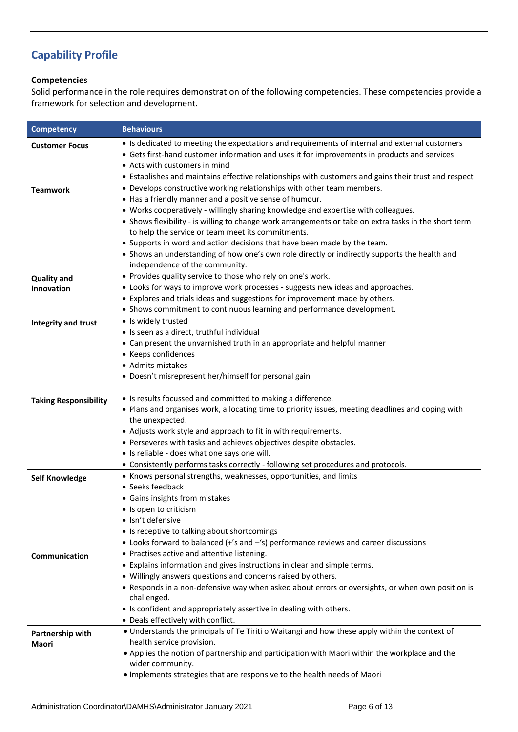## Capability Profile

### Competencies

Solid performance in the role requires demonstration of the following competencies. These competencies provide a framework for selection and development.

| Competency | Behaviours |
|---|---|
| **Customer Focus** | • Is dedicated to meeting the expectations and requirements of internal and external customers<br>• Gets first-hand customer information and uses it for improvements in products and services<br>• Acts with customers in mind<br>• Establishes and maintains effective relationships with customers and gains their trust and respect |
| **Teamwork** | • Develops constructive working relationships with other team members.<br>• Has a friendly manner and a positive sense of humour.<br>• Works cooperatively - willingly sharing knowledge and expertise with colleagues.<br>• Shows flexibility - is willing to change work arrangements or take on extra tasks in the short term to help the service or team meet its commitments.<br>• Supports in word and action decisions that have been made by the team.<br>• Shows an understanding of how one's own role directly or indirectly supports the health and independence of the community. |
| **Quality and Innovation** | • Provides quality service to those who rely on one's work.<br>• Looks for ways to improve work processes - suggests new ideas and approaches.<br>• Explores and trials ideas and suggestions for improvement made by others.<br>• Shows commitment to continuous learning and performance development. |
| **Integrity and trust** | • Is widely trusted<br>• Is seen as a direct, truthful individual<br>• Can present the unvarnished truth in an appropriate and helpful manner<br>• Keeps confidences<br>• Admits mistakes<br>• Doesn't misrepresent her/himself for personal gain |
| **Taking Responsibility** | • Is results focussed and committed to making a difference.<br>• Plans and organises work, allocating time to priority issues, meeting deadlines and coping with the unexpected.<br>• Adjusts work style and approach to fit in with requirements.<br>• Perseveres with tasks and achieves objectives despite obstacles.<br>• Is reliable - does what one says one will.<br>• Consistently performs tasks correctly - following set procedures and protocols. |
| **Self Knowledge** | • Knows personal strengths, weaknesses, opportunities, and limits<br>• Seeks feedback<br>• Gains insights from mistakes<br>• Is open to criticism<br>• Isn't defensive<br>• Is receptive to talking about shortcomings<br>• Looks forward to balanced (+'s and –'s) performance reviews and career discussions |
| **Communication** | • Practises active and attentive listening.<br>• Explains information and gives instructions in clear and simple terms.<br>• Willingly answers questions and concerns raised by others.<br>• Responds in a non-defensive way when asked about errors or oversights, or when own position is challenged.<br>• Is confident and appropriately assertive in dealing with others.<br>• Deals effectively with conflict. |
| **Partnership with Maori** | • Understands the principals of Te Tiriti o Waitangi and how these apply within the context of health service provision.<br>• Applies the notion of partnership and participation with Maori within the workplace and the wider community.<br>• Implements strategies that are responsive to the health needs of Maori |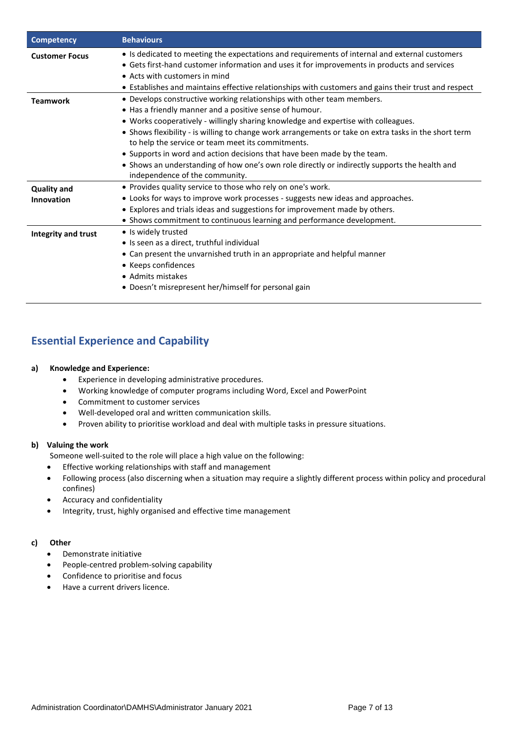| Competency | Behaviours |
|---|---|
| **Customer Focus** | • Is dedicated to meeting the expectations and requirements of internal and external customers<br>• Gets first-hand customer information and uses it for improvements in products and services<br>• Acts with customers in mind<br>• Establishes and maintains effective relationships with customers and gains their trust and respect |
| **Teamwork** | • Develops constructive working relationships with other team members.<br>• Has a friendly manner and a positive sense of humour.<br>• Works cooperatively - willingly sharing knowledge and expertise with colleagues.<br>• Shows flexibility - is willing to change work arrangements or take on extra tasks in the short term to help the service or team meet its commitments.<br>• Supports in word and action decisions that have been made by the team.<br>• Shows an understanding of how one's own role directly or indirectly supports the health and independence of the community. |
| **Quality and Innovation** | • Provides quality service to those who rely on one's work.<br>• Looks for ways to improve work processes - suggests new ideas and approaches.<br>• Explores and trials ideas and suggestions for improvement made by others.<br>• Shows commitment to continuous learning and performance development. |
| **Integrity and trust** | • Is widely trusted<br>• Is seen as a direct, truthful individual<br>• Can present the unvarnished truth in an appropriate and helpful manner<br>• Keeps confidences<br>• Admits mistakes<br>• Doesn't misrepresent her/himself for personal gain |

## Essential Experience and Capability

**a) Knowledge and Experience:**

- Experience in developing administrative procedures.
- Working knowledge of computer programs including Word, Excel and PowerPoint
- Commitment to customer services
- Well-developed oral and written communication skills.
- Proven ability to prioritise workload and deal with multiple tasks in pressure situations.

**b) Valuing the work**

Someone well-suited to the role will place a high value on the following:

- Effective working relationships with staff and management
- Following process (also discerning when a situation may require a slightly different process within policy and procedural confines)
- Accuracy and confidentiality
- Integrity, trust, highly organised and effective time management

**c) Other**

- Demonstrate initiative
- People-centred problem-solving capability
- Confidence to prioritise and focus
- Have a current drivers licence.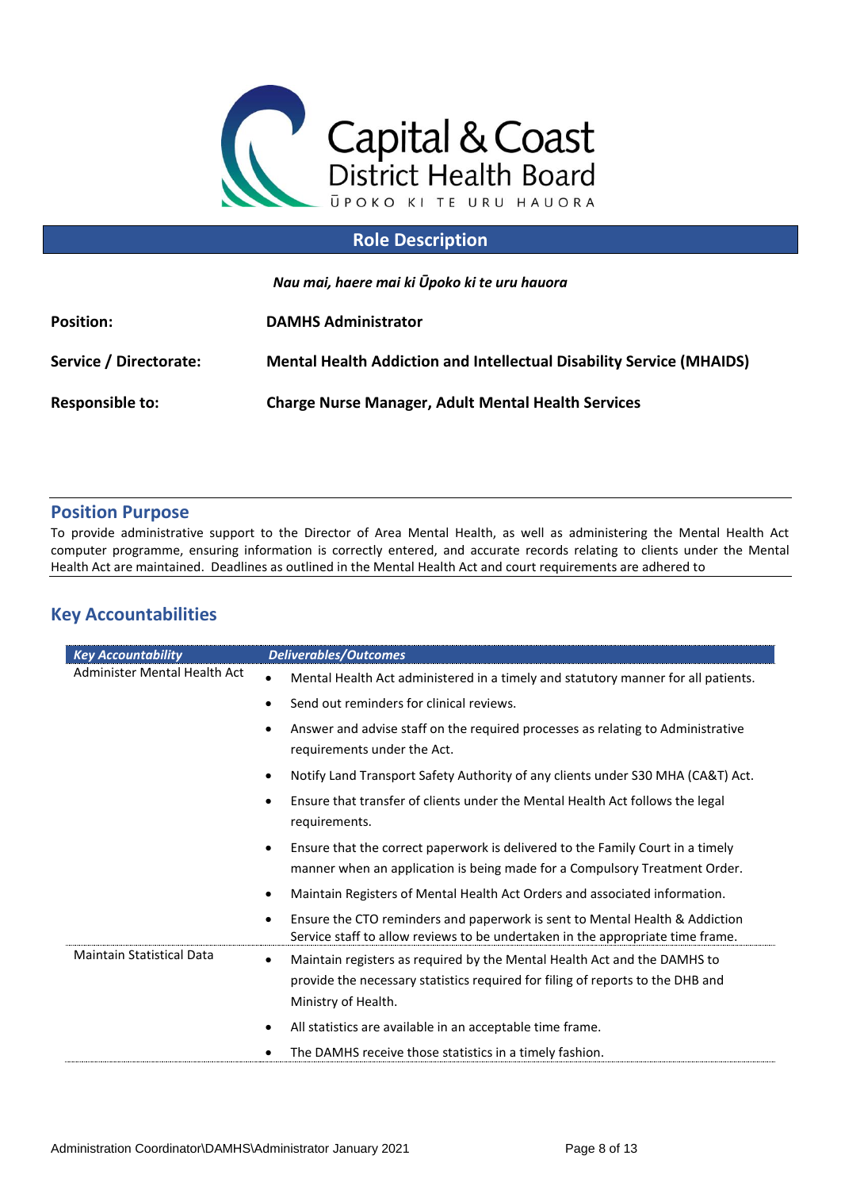Capital & Coast District Health Board

ŪPOKO KI TE URU HAUORA

## Role Description

***Nau mai, haere mai ki Ūpoko ki te uru hauora***

| | |
|---|---|
| **Position:** | **DAMHS Administrator** |
| **Service / Directorate:** | **Mental Health Addiction and Intellectual Disability Service (MHAIDS)** |
| **Responsible to:** | **Charge Nurse Manager, Adult Mental Health Services** |

## Position Purpose

To provide administrative support to the Director of Area Mental Health, as well as administering the Mental Health Act computer programme, ensuring information is correctly entered, and accurate records relating to clients under the Mental Health Act are maintained. Deadlines as outlined in the Mental Health Act and court requirements are adhered to

## Key Accountabilities

| *Key Accountability* | *Deliverables/Outcomes* |
|---|---|
| Administer Mental Health Act | • Mental Health Act administered in a timely and statutory manner for all patients.<br>• Send out reminders for clinical reviews.<br>• Answer and advise staff on the required processes as relating to Administrative requirements under the Act.<br>• Notify Land Transport Safety Authority of any clients under S30 MHA (CA&T) Act.<br>• Ensure that transfer of clients under the Mental Health Act follows the legal requirements.<br>• Ensure that the correct paperwork is delivered to the Family Court in a timely manner when an application is being made for a Compulsory Treatment Order.<br>• Maintain Registers of Mental Health Act Orders and associated information.<br>• Ensure the CTO reminders and paperwork is sent to Mental Health & Addiction Service staff to allow reviews to be undertaken in the appropriate time frame. |
| Maintain Statistical Data | • Maintain registers as required by the Mental Health Act and the DAMHS to provide the necessary statistics required for filing of reports to the DHB and Ministry of Health.<br>• All statistics are available in an acceptable time frame.<br>• The DAMHS receive those statistics in a timely fashion. |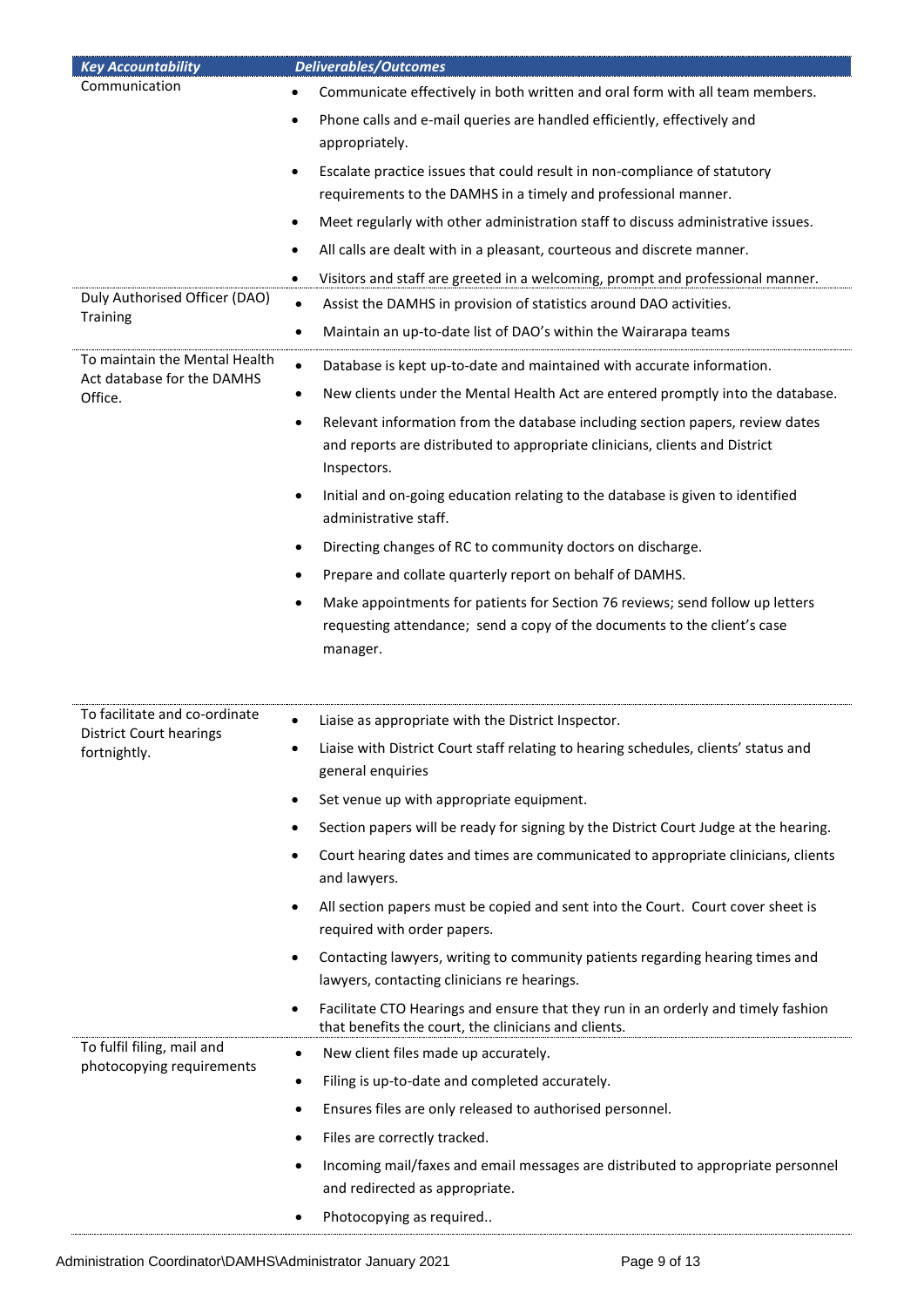| *Key Accountability* | *Deliverables/Outcomes* |
|---|---|
| Communication | • Communicate effectively in both written and oral form with all team members.<br>• Phone calls and e-mail queries are handled efficiently, effectively and appropriately.<br>• Escalate practice issues that could result in non-compliance of statutory requirements to the DAMHS in a timely and professional manner.<br>• Meet regularly with other administration staff to discuss administrative issues.<br>• All calls are dealt with in a pleasant, courteous and discrete manner.<br>• Visitors and staff are greeted in a welcoming, prompt and professional manner. |
| Duly Authorised Officer (DAO) Training | • Assist the DAMHS in provision of statistics around DAO activities.<br>• Maintain an up-to-date list of DAO's within the Wairarapa teams |
| To maintain the Mental Health Act database for the DAMHS Office. | • Database is kept up-to-date and maintained with accurate information.<br>• New clients under the Mental Health Act are entered promptly into the database.<br>• Relevant information from the database including section papers, review dates and reports are distributed to appropriate clinicians, clients and District Inspectors.<br>• Initial and on-going education relating to the database is given to identified administrative staff.<br>• Directing changes of RC to community doctors on discharge.<br>• Prepare and collate quarterly report on behalf of DAMHS.<br>• Make appointments for patients for Section 76 reviews; send follow up letters requesting attendance; send a copy of the documents to the client's case manager. |
| To facilitate and co-ordinate District Court hearings fortnightly. | • Liaise as appropriate with the District Inspector.<br>• Liaise with District Court staff relating to hearing schedules, clients' status and general enquiries<br>• Set venue up with appropriate equipment.<br>• Section papers will be ready for signing by the District Court Judge at the hearing.<br>• Court hearing dates and times are communicated to appropriate clinicians, clients and lawyers.<br>• All section papers must be copied and sent into the Court. Court cover sheet is required with order papers.<br>• Contacting lawyers, writing to community patients regarding hearing times and lawyers, contacting clinicians re hearings.<br>• Facilitate CTO Hearings and ensure that they run in an orderly and timely fashion that benefits the court, the clinicians and clients. |
| To fulfil filing, mail and photocopying requirements | • New client files made up accurately.<br>• Filing is up-to-date and completed accurately.<br>• Ensures files are only released to authorised personnel.<br>• Files are correctly tracked.<br>• Incoming mail/faxes and email messages are distributed to appropriate personnel and redirected as appropriate.<br>• Photocopying as required.. |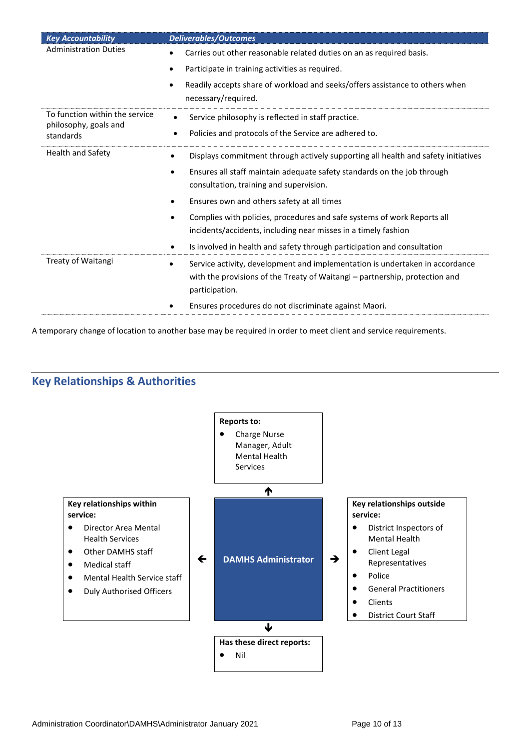| *Key Accountability* | *Deliverables/Outcomes* |
|---|---|
| Administration Duties | • Carries out other reasonable related duties on an as required basis.<br>• Participate in training activities as required.<br>• Readily accepts share of workload and seeks/offers assistance to others when necessary/required. |
| To function within the service philosophy, goals and standards | • Service philosophy is reflected in staff practice.<br>• Policies and protocols of the Service are adhered to. |
| Health and Safety | • Displays commitment through actively supporting all health and safety initiatives<br>• Ensures all staff maintain adequate safety standards on the job through consultation, training and supervision.<br>• Ensures own and others safety at all times<br>• Complies with policies, procedures and safe systems of work Reports all incidents/accidents, including near misses in a timely fashion<br>• Is involved in health and safety through participation and consultation |
| Treaty of Waitangi | • Service activity, development and implementation is undertaken in accordance with the provisions of the Treaty of Waitangi – partnership, protection and participation.<br>• Ensures procedures do not discriminate against Maori. |

A temporary change of location to another base may be required in order to meet client and service requirements.

## Key Relationships & Authorities

**Reports to:**

- Charge Nurse Manager, Adult Mental Health Services

**DAMHS Administrator**

**Key relationships within service:**

- Director Area Mental Health Services
- Other DAMHS staff
- Medical staff
- Mental Health Service staff
- Duly Authorised Officers

**Key relationships outside service:**

- District Inspectors of Mental Health
- Client Legal Representatives
- Police
- General Practitioners
- Clients
- District Court Staff

**Has these direct reports:**

- Nil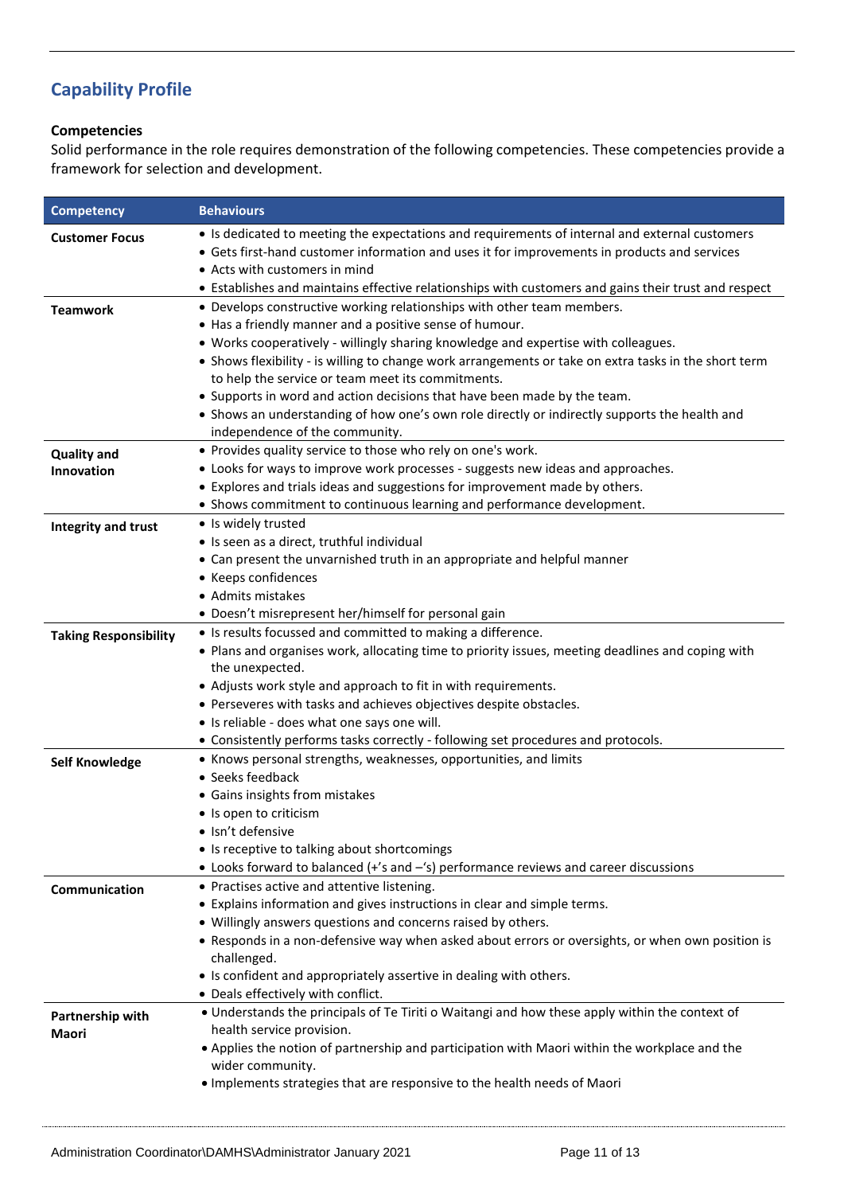## Capability Profile

### Competencies

Solid performance in the role requires demonstration of the following competencies. These competencies provide a framework for selection and development.

| Competency | Behaviours |
|---|---|
| **Customer Focus** | • Is dedicated to meeting the expectations and requirements of internal and external customers<br>• Gets first-hand customer information and uses it for improvements in products and services<br>• Acts with customers in mind<br>• Establishes and maintains effective relationships with customers and gains their trust and respect |
| **Teamwork** | • Develops constructive working relationships with other team members.<br>• Has a friendly manner and a positive sense of humour.<br>• Works cooperatively - willingly sharing knowledge and expertise with colleagues.<br>• Shows flexibility - is willing to change work arrangements or take on extra tasks in the short term to help the service or team meet its commitments.<br>• Supports in word and action decisions that have been made by the team.<br>• Shows an understanding of how one's own role directly or indirectly supports the health and independence of the community. |
| **Quality and Innovation** | • Provides quality service to those who rely on one's work.<br>• Looks for ways to improve work processes - suggests new ideas and approaches.<br>• Explores and trials ideas and suggestions for improvement made by others.<br>• Shows commitment to continuous learning and performance development. |
| **Integrity and trust** | • Is widely trusted<br>• Is seen as a direct, truthful individual<br>• Can present the unvarnished truth in an appropriate and helpful manner<br>• Keeps confidences<br>• Admits mistakes<br>• Doesn't misrepresent her/himself for personal gain |
| **Taking Responsibility** | • Is results focussed and committed to making a difference.<br>• Plans and organises work, allocating time to priority issues, meeting deadlines and coping with the unexpected.<br>• Adjusts work style and approach to fit in with requirements.<br>• Perseveres with tasks and achieves objectives despite obstacles.<br>• Is reliable - does what one says one will.<br>• Consistently performs tasks correctly - following set procedures and protocols. |
| **Self Knowledge** | • Knows personal strengths, weaknesses, opportunities, and limits<br>• Seeks feedback<br>• Gains insights from mistakes<br>• Is open to criticism<br>• Isn't defensive<br>• Is receptive to talking about shortcomings<br>• Looks forward to balanced (+'s and –'s) performance reviews and career discussions |
| **Communication** | • Practises active and attentive listening.<br>• Explains information and gives instructions in clear and simple terms.<br>• Willingly answers questions and concerns raised by others.<br>• Responds in a non-defensive way when asked about errors or oversights, or when own position is challenged.<br>• Is confident and appropriately assertive in dealing with others.<br>• Deals effectively with conflict. |
| **Partnership with Maori** | • Understands the principals of Te Tiriti o Waitangi and how these apply within the context of health service provision.<br>• Applies the notion of partnership and participation with Maori within the workplace and the wider community.<br>• Implements strategies that are responsive to the health needs of Maori |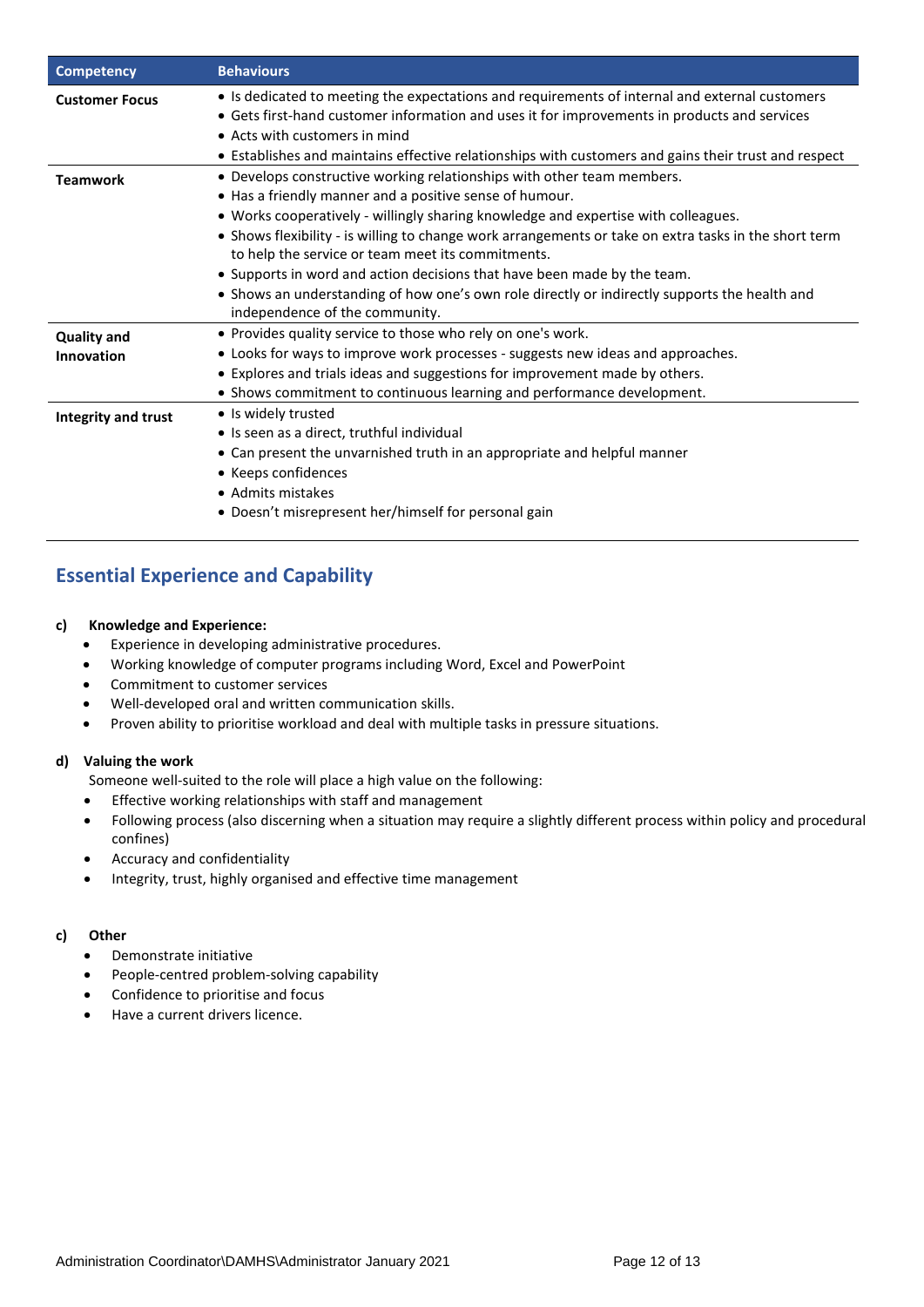| Competency | Behaviours |
|---|---|
| **Customer Focus** | • Is dedicated to meeting the expectations and requirements of internal and external customers<br>• Gets first-hand customer information and uses it for improvements in products and services<br>• Acts with customers in mind<br>• Establishes and maintains effective relationships with customers and gains their trust and respect |
| **Teamwork** | • Develops constructive working relationships with other team members.<br>• Has a friendly manner and a positive sense of humour.<br>• Works cooperatively - willingly sharing knowledge and expertise with colleagues.<br>• Shows flexibility - is willing to change work arrangements or take on extra tasks in the short term to help the service or team meet its commitments.<br>• Supports in word and action decisions that have been made by the team.<br>• Shows an understanding of how one's own role directly or indirectly supports the health and independence of the community. |
| **Quality and Innovation** | • Provides quality service to those who rely on one's work.<br>• Looks for ways to improve work processes - suggests new ideas and approaches.<br>• Explores and trials ideas and suggestions for improvement made by others.<br>• Shows commitment to continuous learning and performance development. |
| **Integrity and trust** | • Is widely trusted<br>• Is seen as a direct, truthful individual<br>• Can present the unvarnished truth in an appropriate and helpful manner<br>• Keeps confidences<br>• Admits mistakes<br>• Doesn't misrepresent her/himself for personal gain |

## Essential Experience and Capability

**c) Knowledge and Experience:**

- Experience in developing administrative procedures.
- Working knowledge of computer programs including Word, Excel and PowerPoint
- Commitment to customer services
- Well-developed oral and written communication skills.
- Proven ability to prioritise workload and deal with multiple tasks in pressure situations.

**d) Valuing the work**

Someone well-suited to the role will place a high value on the following:

- Effective working relationships with staff and management
- Following process (also discerning when a situation may require a slightly different process within policy and procedural confines)
- Accuracy and confidentiality
- Integrity, trust, highly organised and effective time management

**c) Other**

- Demonstrate initiative
- People-centred problem-solving capability
- Confidence to prioritise and focus
- Have a current drivers licence.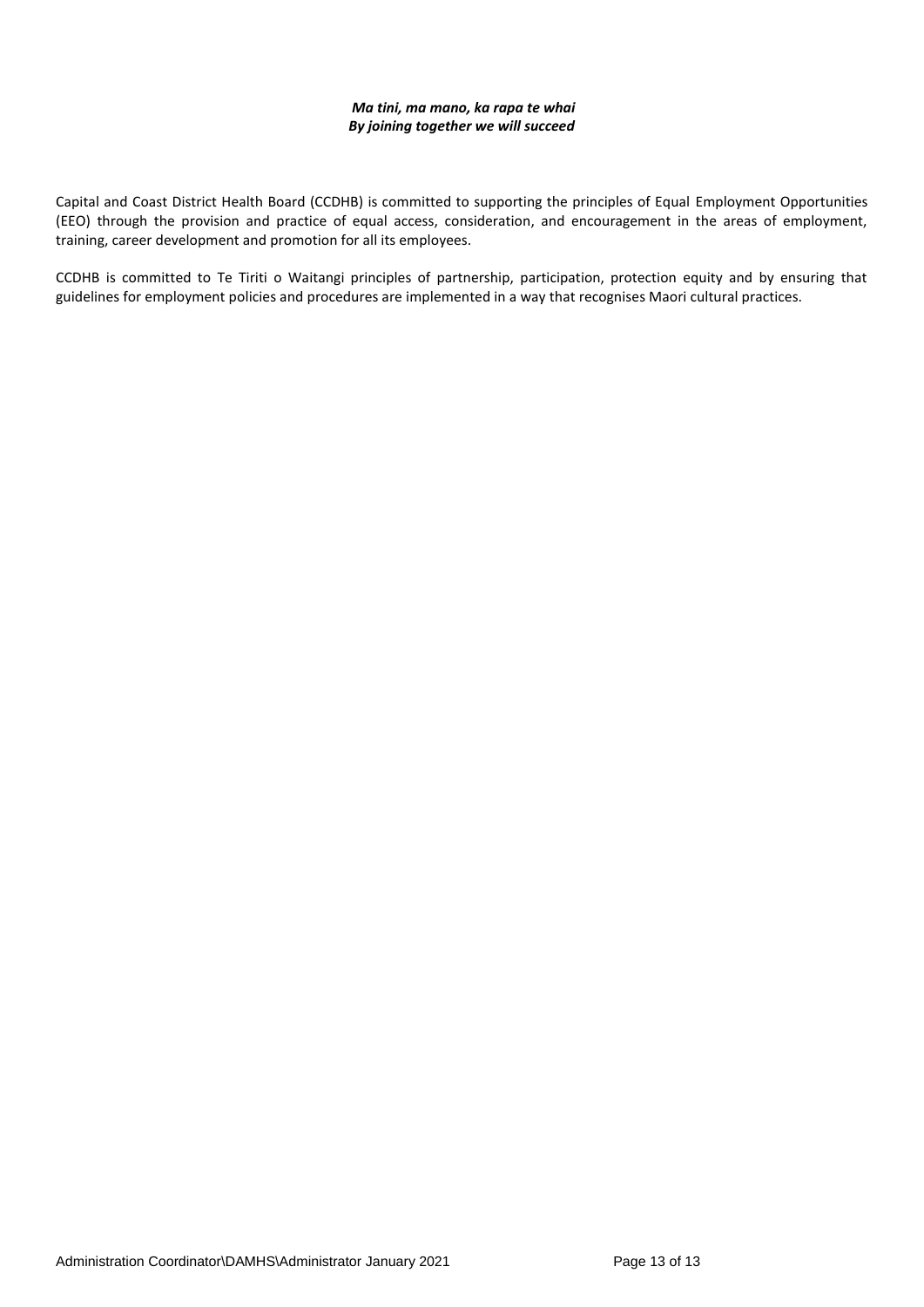***Ma tini, ma mano, ka rapa te whai***
***By joining together we will succeed***

Capital and Coast District Health Board (CCDHB) is committed to supporting the principles of Equal Employment Opportunities (EEO) through the provision and practice of equal access, consideration, and encouragement in the areas of employment, training, career development and promotion for all its employees.

CCDHB is committed to Te Tiriti o Waitangi principles of partnership, participation, protection equity and by ensuring that guidelines for employment policies and procedures are implemented in a way that recognises Maori cultural practices.